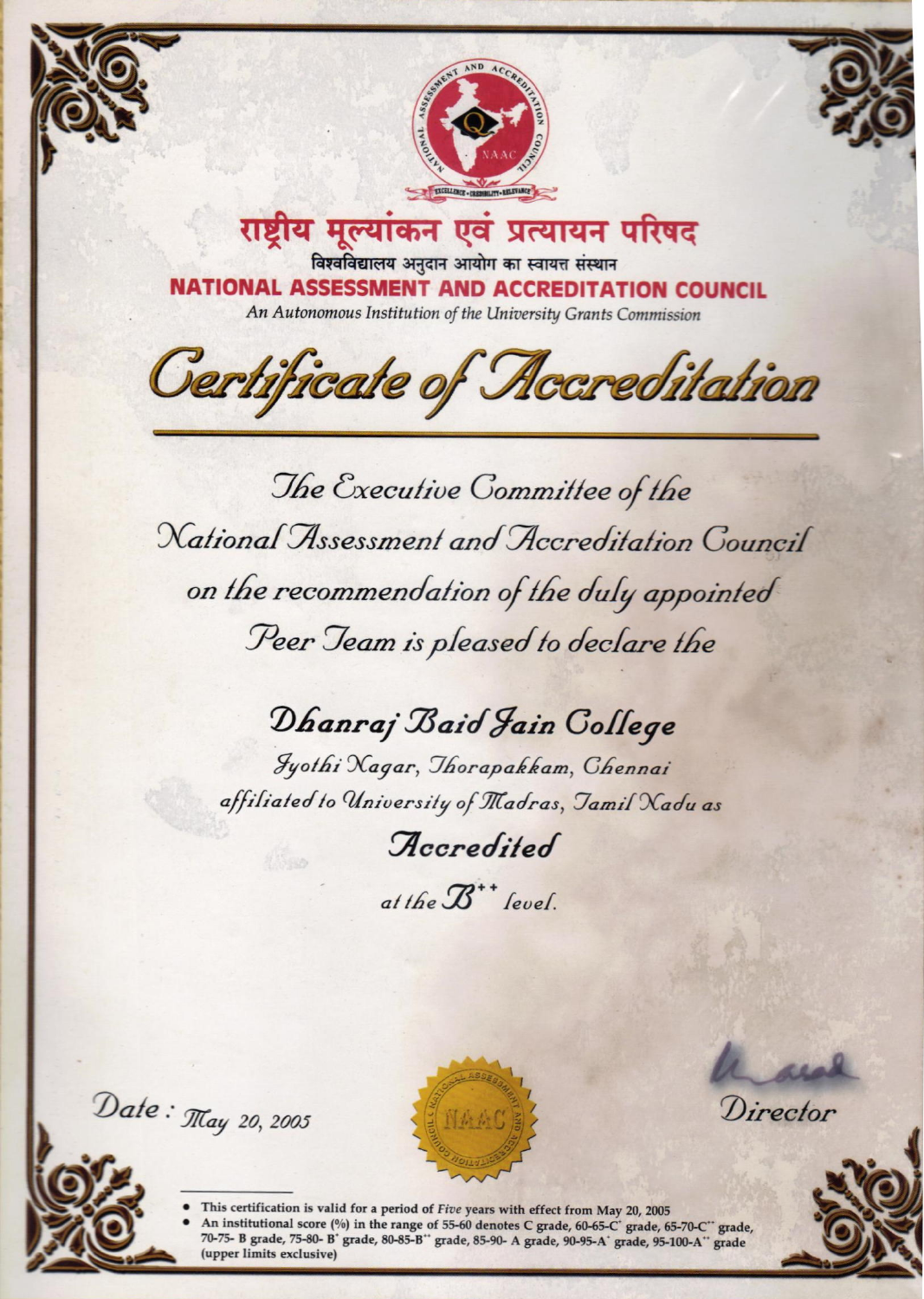# राष्ट्रीय मूल्यांकन एवं प्रत्यायन परिषद

विश्वविद्यालय अनुदान आयोग का स्वायत्त संस्थान

## NATIONAL ASSESSMENT AND ACCREDITATION COUNCIL

*An Autonomous Institution of the University Grants Commission*

# *Certificate of Accreditation*

*The Executive Committee of the National Assessment and Accreditation Council on the recommendation of the duly appointed Peer Team is pleased to declare the*

## *Dhanraj Baid Jain College*

*Jyothi Nagar, Thorapakkam, Chennai*
*affiliated to University of Madras, Tamil Nadu as*

### *Accredited*

*at the B++ level.*

*Date : May 20, 2005*

*Director*

- This certification is valid for a period of *Five* years with effect from May 20, 2005
- An institutional score (%) in the range of 55-60 denotes C grade, 60-65-C+ grade, 65-70-C++ grade, 70-75- B grade, 75-80- B+ grade, 80-85-B++ grade, 85-90- A grade, 90-95-A+ grade, 95-100-A++ grade (upper limits exclusive)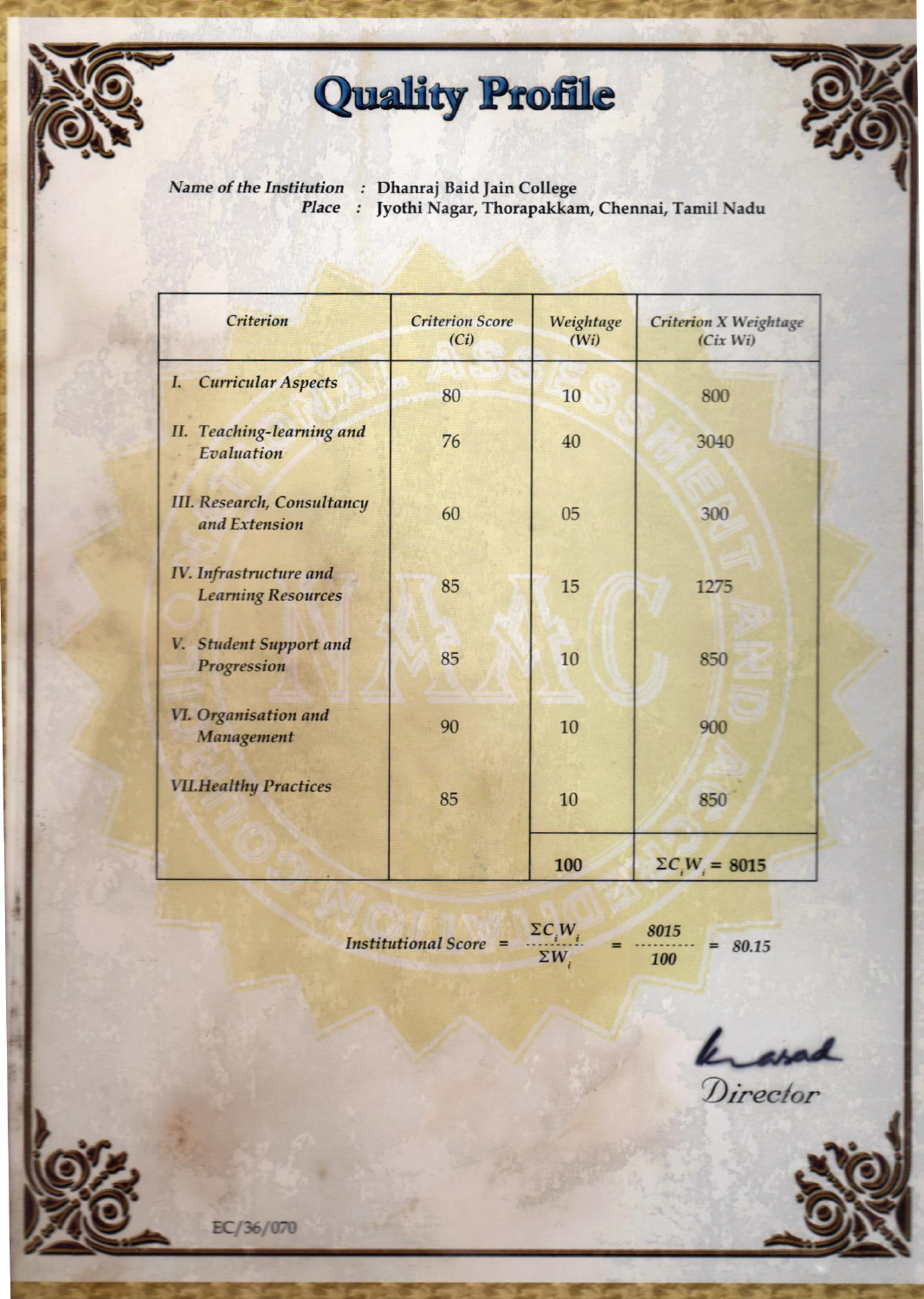# Quality Profile

*Name of the Institution* : Dhanraj Baid Jain College
*Place* : Jyothi Nagar, Thorapakkam, Chennai, Tamil Nadu

| *Criterion* | *Criterion Score (Ci)* | *Weightage (Wi)* | *Criterion X Weightage (Cix Wi)* |
|---|---|---|---|
| *I. Curricular Aspects* | 80 | 10 | 800 |
| *II. Teaching-learning and Evaluation* | 76 | 40 | 3040 |
| *III. Research, Consultancy and Extension* | 60 | 05 | 300 |
| *IV. Infrastructure and Learning Resources* | 85 | 15 | 1275 |
| *V. Student Support and Progression* | 85 | 10 | 850 |
| *VI. Organisation and Management* | 90 | 10 | 900 |
| *VII.Healthy Practices* | 85 | 10 | 850 |
| | | **100** | **$\Sigma C_i W_i$ = 8015** |

$$\textit{Institutional Score} = \frac{\Sigma C_i W_i}{\Sigma W_i} = \frac{8015}{100} = 80.15$$

*Director*

EC/36/070